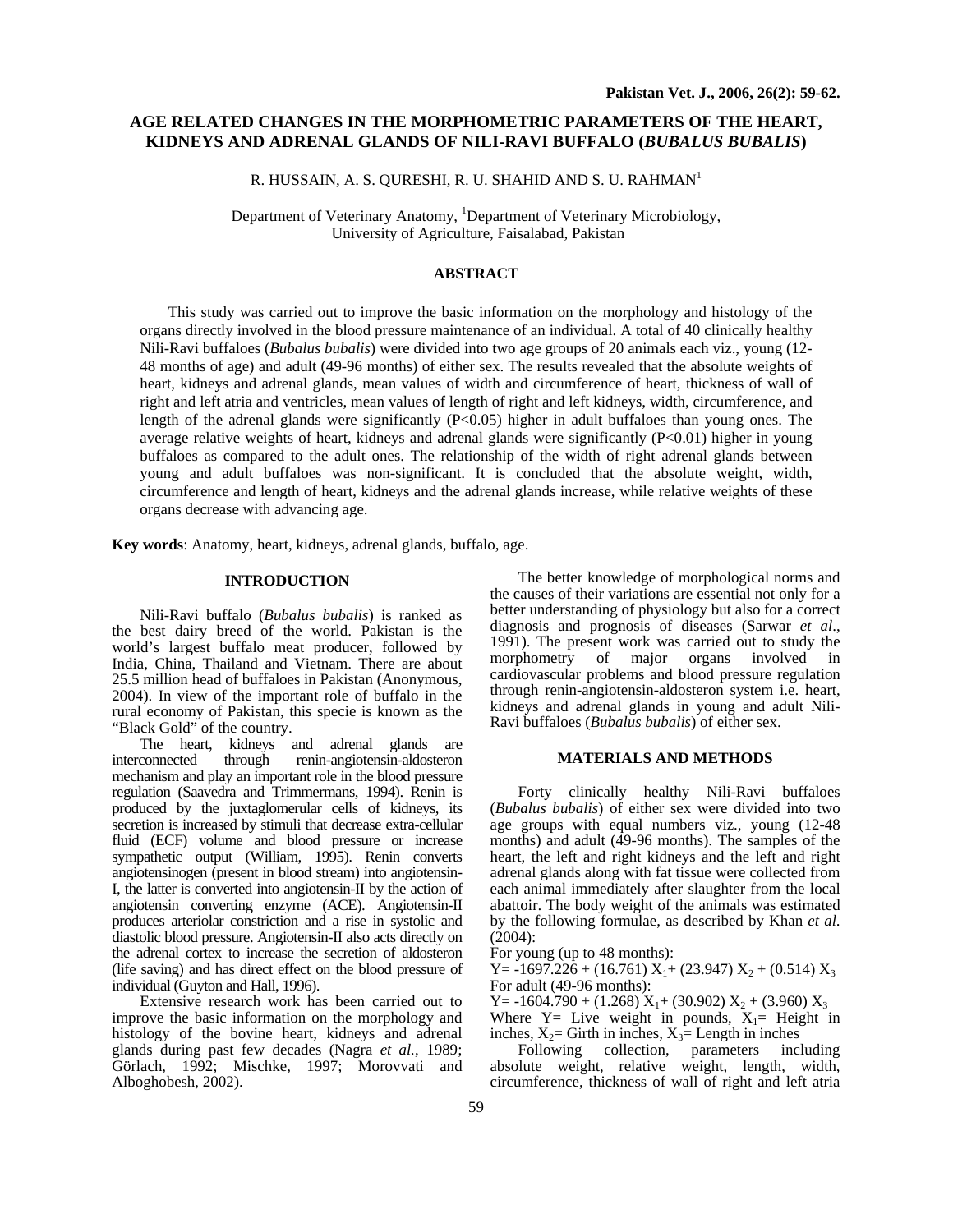# AGE RELATED CHANGES IN THE MORPHOMETRIC PARAMETERS OF THE HEART, KIDNEYS AND ADRENAL GLANDS OF NILI-RAVI BUFFALO (*BUBALUS BUBALIS*)

R. HUSSAIN, A. S. QURESHI, R. U. SHAHID AND S. U. RAHMAN[1]

Department of Veterinary Anatomy, [1]Department of Veterinary Microbiology, University of Agriculture, Faisalabad, Pakistan

## ABSTRACT

This study was carried out to improve the basic information on the morphology and histology of the organs directly involved in the blood pressure maintenance of an individual. A total of 40 clinically healthy Nili-Ravi buffaloes (*Bubalus bubalis*) were divided into two age groups of 20 animals each viz., young (12-48 months of age) and adult (49-96 months) of either sex. The results revealed that the absolute weights of heart, kidneys and adrenal glands, mean values of width and circumference of heart, thickness of wall of right and left atria and ventricles, mean values of length of right and left kidneys, width, circumference, and length of the adrenal glands were significantly ($P<0.05$) higher in adult buffaloes than young ones. The average relative weights of heart, kidneys and adrenal glands were significantly ($P<0.01$) higher in young buffaloes as compared to the adult ones. The relationship of the width of right adrenal glands between young and adult buffaloes was non-significant. It is concluded that the absolute weight, width, circumference and length of heart, kidneys and the adrenal glands increase, while relative weights of these organs decrease with advancing age.

**Key words**: Anatomy, heart, kidneys, adrenal glands, buffalo, age.

## INTRODUCTION

Nili-Ravi buffalo (*Bubalus bubalis*) is ranked as the best dairy breed of the world. Pakistan is the world's largest buffalo meat producer, followed by India, China, Thailand and Vietnam. There are about 25.5 million head of buffaloes in Pakistan (Anonymous, 2004). In view of the important role of buffalo in the rural economy of Pakistan, this specie is known as the "Black Gold" of the country.

The heart, kidneys and adrenal glands are interconnected through renin-angiotensin-aldosteron mechanism and play an important role in the blood pressure regulation (Saavedra and Trimmermans, 1994). Renin is produced by the juxtaglomerular cells of kidneys, its secretion is increased by stimuli that decrease extra-cellular fluid (ECF) volume and blood pressure or increase sympathetic output (William, 1995). Renin converts angiotensinogen (present in blood stream) into angiotensin-I, the latter is converted into angiotensin-II by the action of angiotensin converting enzyme (ACE). Angiotensin-II produces arteriolar constriction and a rise in systolic and diastolic blood pressure. Angiotensin-II also acts directly on the adrenal cortex to increase the secretion of aldosteron (life saving) and has direct effect on the blood pressure of individual (Guyton and Hall, 1996).

Extensive research work has been carried out to improve the basic information on the morphology and histology of the bovine heart, kidneys and adrenal glands during past few decades (Nagra *et al.*, 1989; Görlach, 1992; Mischke, 1997; Morovvati and Alboghobesh, 2002).

The better knowledge of morphological norms and the causes of their variations are essential not only for a better understanding of physiology but also for a correct diagnosis and prognosis of diseases (Sarwar *et al*., 1991). The present work was carried out to study the morphometry of major organs involved in cardiovascular problems and blood pressure regulation through renin-angiotensin-aldosteron system i.e. heart, kidneys and adrenal glands in young and adult Nili-Ravi buffaloes (*Bubalus bubalis*) of either sex.

## MATERIALS AND METHODS

Forty clinically healthy Nili-Ravi buffaloes (*Bubalus bubalis*) of either sex were divided into two age groups with equal numbers viz., young (12-48 months) and adult (49-96 months). The samples of the heart, the left and right kidneys and the left and right adrenal glands along with fat tissue were collected from each animal immediately after slaughter from the local abattoir. The body weight of the animals was estimated by the following formulae, as described by Khan *et al.* (2004):

For young (up to 48 months):

$Y = -1697.226 + (16.761)\,X_1 + (23.947)\,X_2 + (0.514)\,X_3$

For adult (49-96 months):

$Y = -1604.790 + (1.268)\,X_1 + (30.902)\,X_2 + (3.960)\,X_3$

Where $Y$= Live weight in pounds, $X_1$= Height in inches, $X_2$= Girth in inches, $X_3$= Length in inches

Following collection, parameters including absolute weight, relative weight, length, width, circumference, thickness of wall of right and left atria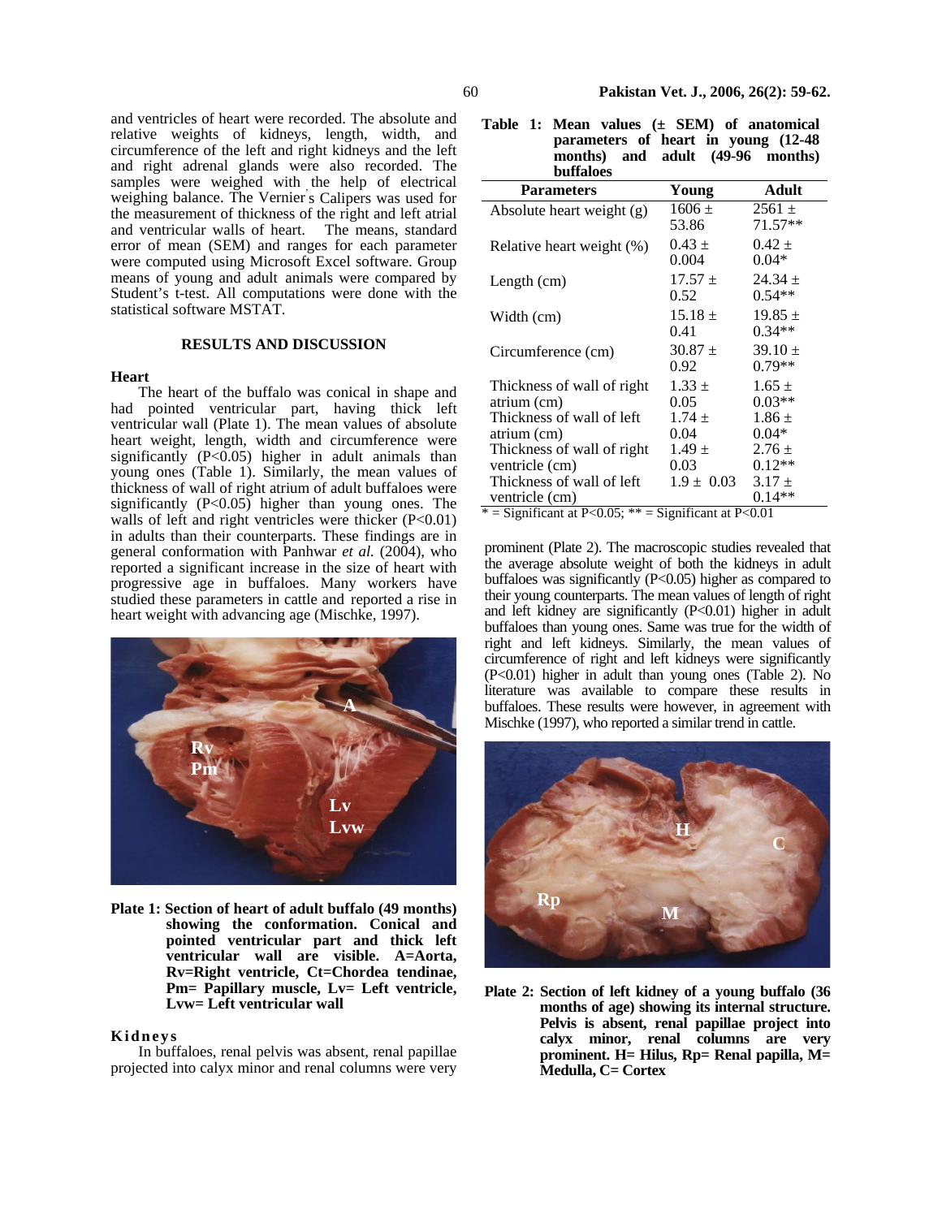and ventricles of heart were recorded. The absolute and relative weights of kidneys, length, width, and circumference of the left and right kidneys and the left and right adrenal glands were also recorded. The samples were weighed with the help of electrical weighing balance. The Vernier's Calipers was used for the measurement of thickness of the right and left atrial and ventricular walls of heart. The means, standard error of mean (SEM) and ranges for each parameter were computed using Microsoft Excel software. Group means of young and adult animals were compared by Student's t-test. All computations were done with the statistical software MSTAT.

## RESULTS AND DISCUSSION

### Heart

The heart of the buffalo was conical in shape and had pointed ventricular part, having thick left ventricular wall (Plate 1). The mean values of absolute heart weight, length, width and circumference were significantly ($P<0.05$) higher in adult animals than young ones (Table 1). Similarly, the mean values of thickness of wall of right atrium of adult buffaloes were significantly ($P<0.05$) higher than young ones. The walls of left and right ventricles were thicker ($P<0.01$) in adults than their counterparts. These findings are in general conformation with Panhwar *et al.* (2004), who reported a significant increase in the size of heart with progressive age in buffaloes. Many workers have studied these parameters in cattle and reported a rise in heart weight with advancing age (Mischke, 1997).

**Plate 1: Section of heart of adult buffalo (49 months) showing the conformation. Conical and pointed ventricular part and thick left ventricular wall are visible. A=Aorta, Rv=Right ventricle, Ct=Chordea tendinae, Pm= Papillary muscle, Lv= Left ventricle, Lvw= Left ventricular wall**

**Table 1: Mean values (± SEM) of anatomical parameters of heart in young (12-48 months) and adult (49-96 months) buffaloes**

| Parameters | Young | Adult |
|---|---|---|
| Absolute heart weight (g) | 1606 ± 53.86 | 2561 ± 71.57** |
| Relative heart weight (%) | 0.43 ± 0.004 | 0.42 ± 0.04* |
| Length (cm) | 17.57 ± 0.52 | 24.34 ± 0.54** |
| Width (cm) | 15.18 ± 0.41 | 19.85 ± 0.34** |
| Circumference (cm) | 30.87 ± 0.92 | 39.10 ± 0.79** |
| Thickness of wall of right atrium (cm) | 1.33 ± 0.05 | 1.65 ± 0.03** |
| Thickness of wall of left atrium (cm) | 1.74 ± 0.04 | 1.86 ± 0.04* |
| Thickness of wall of right ventricle (cm) | 1.49 ± 0.03 | 2.76 ± 0.12** |
| Thickness of wall of left ventricle (cm) | 1.9 ± 0.03 | 3.17 ± 0.14** |

* = Significant at $P<0.05$; ** = Significant at $P<0.01$

### Kidneys

In buffaloes, renal pelvis was absent, renal papillae projected into calyx minor and renal columns were very prominent (Plate 2). The macroscopic studies revealed that the average absolute weight of both the kidneys in adult buffaloes was significantly ($P<0.05$) higher as compared to their young counterparts. The mean values of length of right and left kidney are significantly ($P<0.01$) higher in adult buffaloes than young ones. Same was true for the width of right and left kidneys. Similarly, the mean values of circumference of right and left kidneys were significantly ($P<0.01$) higher in adult than young ones (Table 2). No literature was available to compare these results in buffaloes. These results were however, in agreement with Mischke (1997), who reported a similar trend in cattle.

**Plate 2: Section of left kidney of a young buffalo (36 months of age) showing its internal structure. Pelvis is absent, renal papillae project into calyx minor, renal columns are very prominent. H= Hilus, Rp= Renal papilla, M= Medulla, C= Cortex**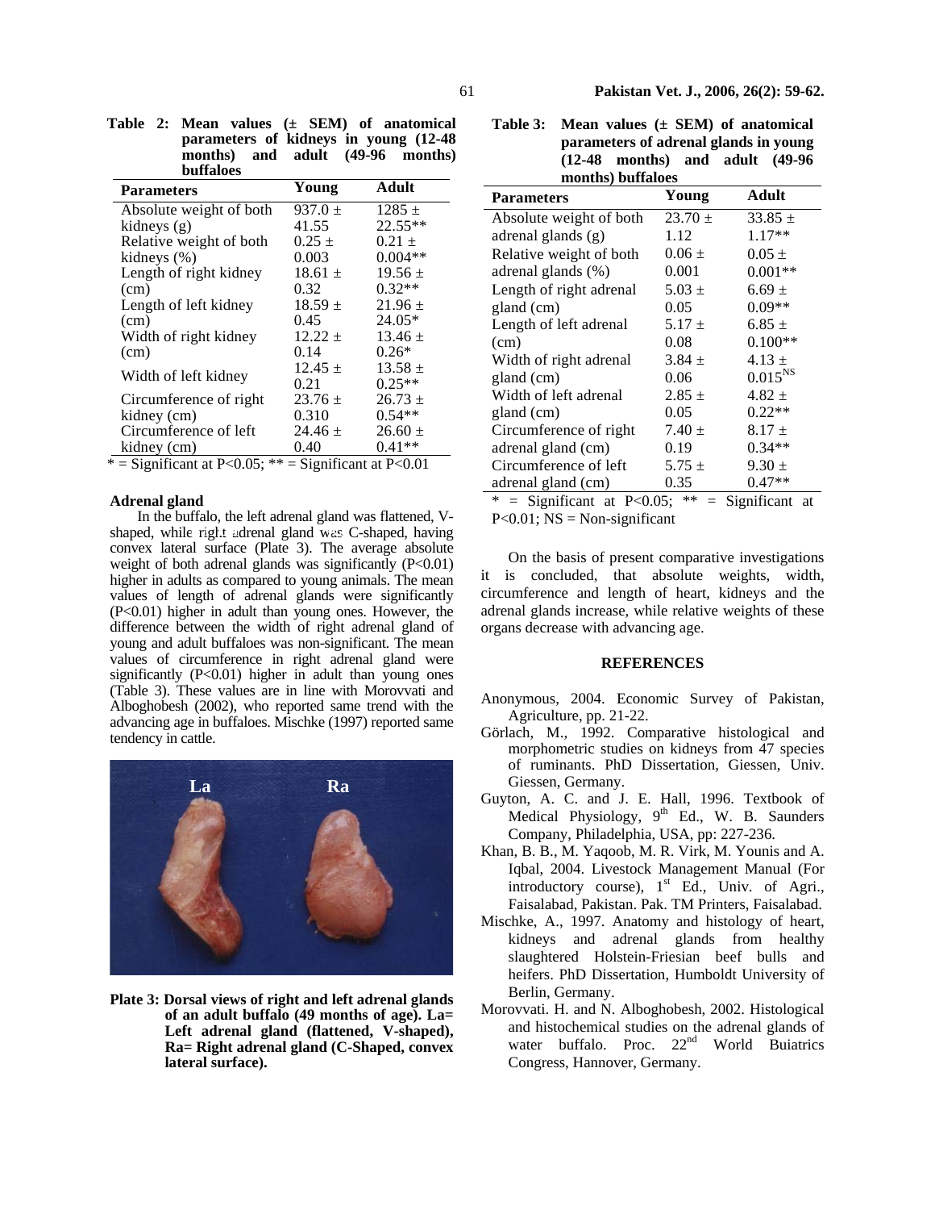**Table 2: Mean values (± SEM) of anatomical parameters of kidneys in young (12-48 months) and adult (49-96 months) buffaloes**

| Parameters | Young | Adult |
|---|---|---|
| Absolute weight of both kidneys (g) | 937.0 ± 41.55 | 1285 ± 22.55** |
| Relative weight of both kidneys (%) | 0.25 ± 0.003 | 0.21 ± 0.004** |
| Length of right kidney (cm) | 18.61 ± 0.32 | 19.56 ± 0.32** |
| Length of left kidney (cm) | 18.59 ± 0.45 | 21.96 ± 24.05* |
| Width of right kidney (cm) | 12.22 ± 0.14 | 13.46 ± 0.26* |
| Width of left kidney | 12.45 ± 0.21 | 13.58 ± 0.25** |
| Circumference of right kidney (cm) | 23.76 ± 0.310 | 26.73 ± 0.54** |
| Circumference of left kidney (cm) | 24.46 ± 0.40 | 26.60 ± 0.41** |

* = Significant at P<0.05; ** = Significant at P<0.01

### Adrenal gland

In the buffalo, the left adrenal gland was flattened, V-shaped, while right adrenal gland was C-shaped, having convex lateral surface (Plate 3). The average absolute weight of both adrenal glands was significantly (P<0.01) higher in adults as compared to young animals. The mean values of length of adrenal glands were significantly (P<0.01) higher in adult than young ones. However, the difference between the width of right adrenal gland of young and adult buffaloes was non-significant. The mean values of circumference in right adrenal gland were significantly (P<0.01) higher in adult than young ones (Table 3). These values are in line with Morovvati and Alboghobesh (2002), who reported same trend with the advancing age in buffaloes. Mischke (1997) reported same tendency in cattle.

**Plate 3: Dorsal views of right and left adrenal glands of an adult buffalo (49 months of age). La= Left adrenal gland (flattened, V-shaped), Ra= Right adrenal gland (C-Shaped, convex lateral surface).**

**Table 3: Mean values (± SEM) of anatomical parameters of adrenal glands in young (12-48 months) and adult (49-96 months) buffaloes**

| Parameters | Young | Adult |
|---|---|---|
| Absolute weight of both adrenal glands (g) | 23.70 ± 1.12 | 33.85 ± 1.17** |
| Relative weight of both adrenal glands (%) | 0.06 ± 0.001 | 0.05 ± 0.001** |
| Length of right adrenal gland (cm) | 5.03 ± 0.05 | 6.69 ± 0.09** |
| Length of left adrenal (cm) | 5.17 ± 0.08 | 6.85 ± 0.100** |
| Width of right adrenal gland (cm) | 3.84 ± 0.06 | 4.13 ± $0.015^{NS}$ |
| Width of left adrenal gland (cm) | 2.85 ± 0.05 | 4.82 ± 0.22** |
| Circumference of right adrenal gland (cm) | 7.40 ± 0.19 | 8.17 ± 0.34** |
| Circumference of left adrenal gland (cm) | 5.75 ± 0.35 | 9.30 ± 0.47** |

* = Significant at P<0.05; ** = Significant at P<0.01; NS = Non-significant

On the basis of present comparative investigations it is concluded, that absolute weights, width, circumference and length of heart, kidneys and the adrenal glands increase, while relative weights of these organs decrease with advancing age.

## REFERENCES

- Anonymous, 2004. Economic Survey of Pakistan, Agriculture, pp. 21-22.
- Görlach, M., 1992. Comparative histological and morphometric studies on kidneys from 47 species of ruminants. PhD Dissertation, Giessen, Univ. Giessen, Germany.
- Guyton, A. C. and J. E. Hall, 1996. Textbook of Medical Physiology, 9th Ed., W. B. Saunders Company, Philadelphia, USA, pp: 227-236.
- Khan, B. B., M. Yaqoob, M. R. Virk, M. Younis and A. Iqbal, 2004. Livestock Management Manual (For introductory course), 1st Ed., Univ. of Agri., Faisalabad, Pakistan. Pak. TM Printers, Faisalabad.
- Mischke, A., 1997. Anatomy and histology of heart, kidneys and adrenal glands from healthy slaughtered Holstein-Friesian beef bulls and heifers. PhD Dissertation, Humboldt University of Berlin, Germany.
- Morovvati. H. and N. Alboghobesh, 2002. Histological and histochemical studies on the adrenal glands of water buffalo. Proc. 22nd World Buiatrics Congress, Hannover, Germany.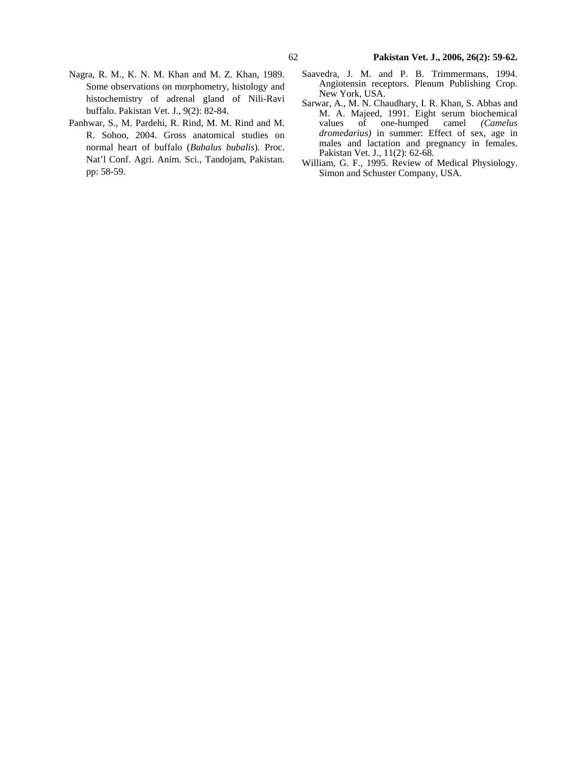Nagra, R. M., K. N. M. Khan and M. Z. Khan, 1989. Some observations on morphometry, histology and histochemistry of adrenal gland of Nili-Ravi buffalo. Pakistan Vet. J., 9(2): 82-84.

Panhwar, S., M. Pardehi, R. Rind, M. M. Rind and M. R. Sohoo, 2004. Gross anatomical studies on normal heart of buffalo (*Bubalus bubalis*). Proc. Nat'l Conf. Agri. Anim. Sci., Tandojam, Pakistan. pp: 58-59.

Saavedra, J. M. and P. B. Trimmermans, 1994. Angiotensin receptors. Plenum Publishing Crop. New York, USA.

Sarwar, A., M. N. Chaudhary, I. R. Khan, S. Abbas and M. A. Majeed, 1991. Eight serum biochemical values of one-humped camel *(Camelus dromedarius)* in summer: Effect of sex, age in males and lactation and pregnancy in females. Pakistan Vet. J., 11(2): 62-68.

William, G. F., 1995. Review of Medical Physiology. Simon and Schuster Company, USA.